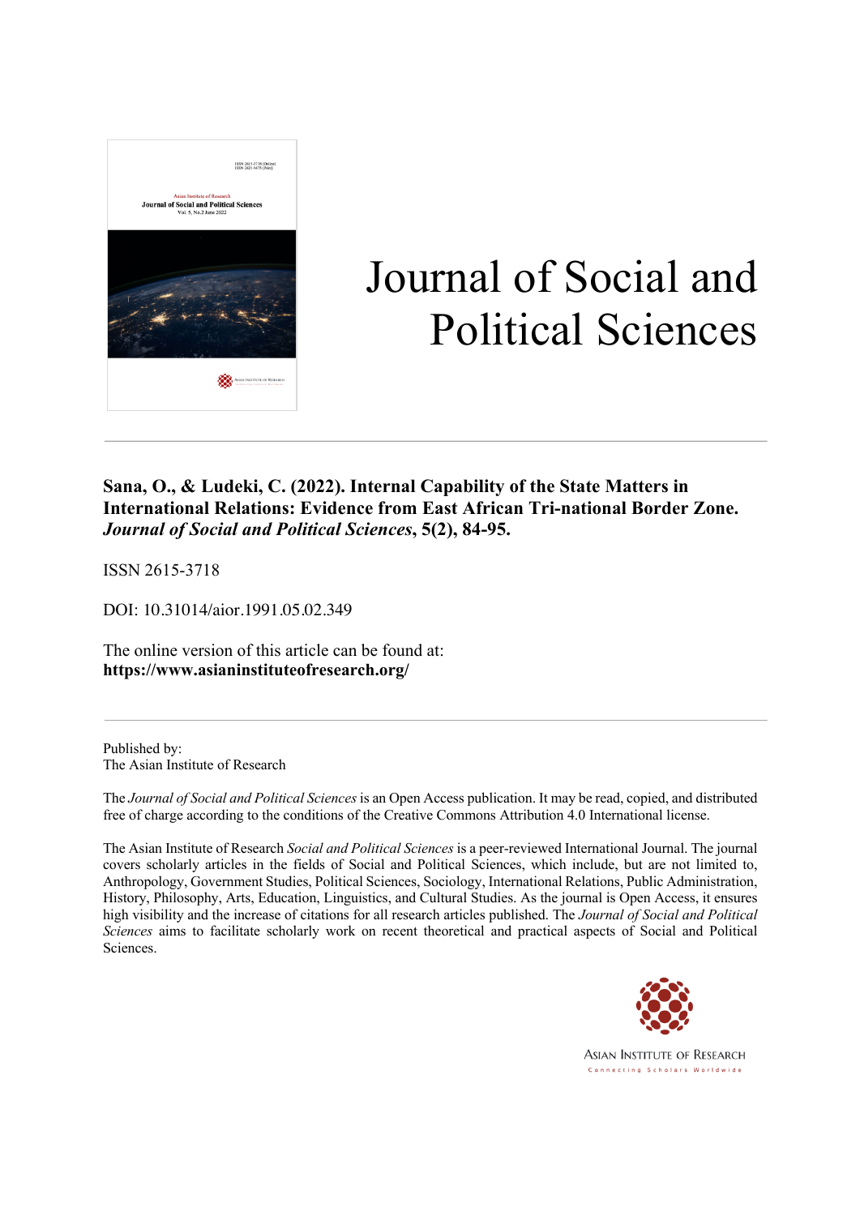# Journal of Social and Political Sciences

**Sana, O., & Ludeki, C. (2022). Internal Capability of the State Matters in International Relations: Evidence from East African Tri-national Border Zone.** ***Journal of Social and Political Sciences*****, 5(2), 84-95.**

ISSN 2615-3718

DOI: 10.31014/aior.1991.05.02.349

The online version of this article can be found at:
**https://www.asianinstituteofresearch.org/**

Published by:
The Asian Institute of Research

The *Journal of Social and Political Sciences* is an Open Access publication. It may be read, copied, and distributed free of charge according to the conditions of the Creative Commons Attribution 4.0 International license.

The Asian Institute of Research *Social and Political Sciences* is a peer-reviewed International Journal. The journal covers scholarly articles in the fields of Social and Political Sciences, which include, but are not limited to, Anthropology, Government Studies, Political Sciences, Sociology, International Relations, Public Administration, History, Philosophy, Arts, Education, Linguistics, and Cultural Studies. As the journal is Open Access, it ensures high visibility and the increase of citations for all research articles published. The *Journal of Social and Political Sciences* aims to facilitate scholarly work on recent theoretical and practical aspects of Social and Political Sciences.

ASIAN INSTITUTE OF RESEARCH
Connecting Scholars Worldwide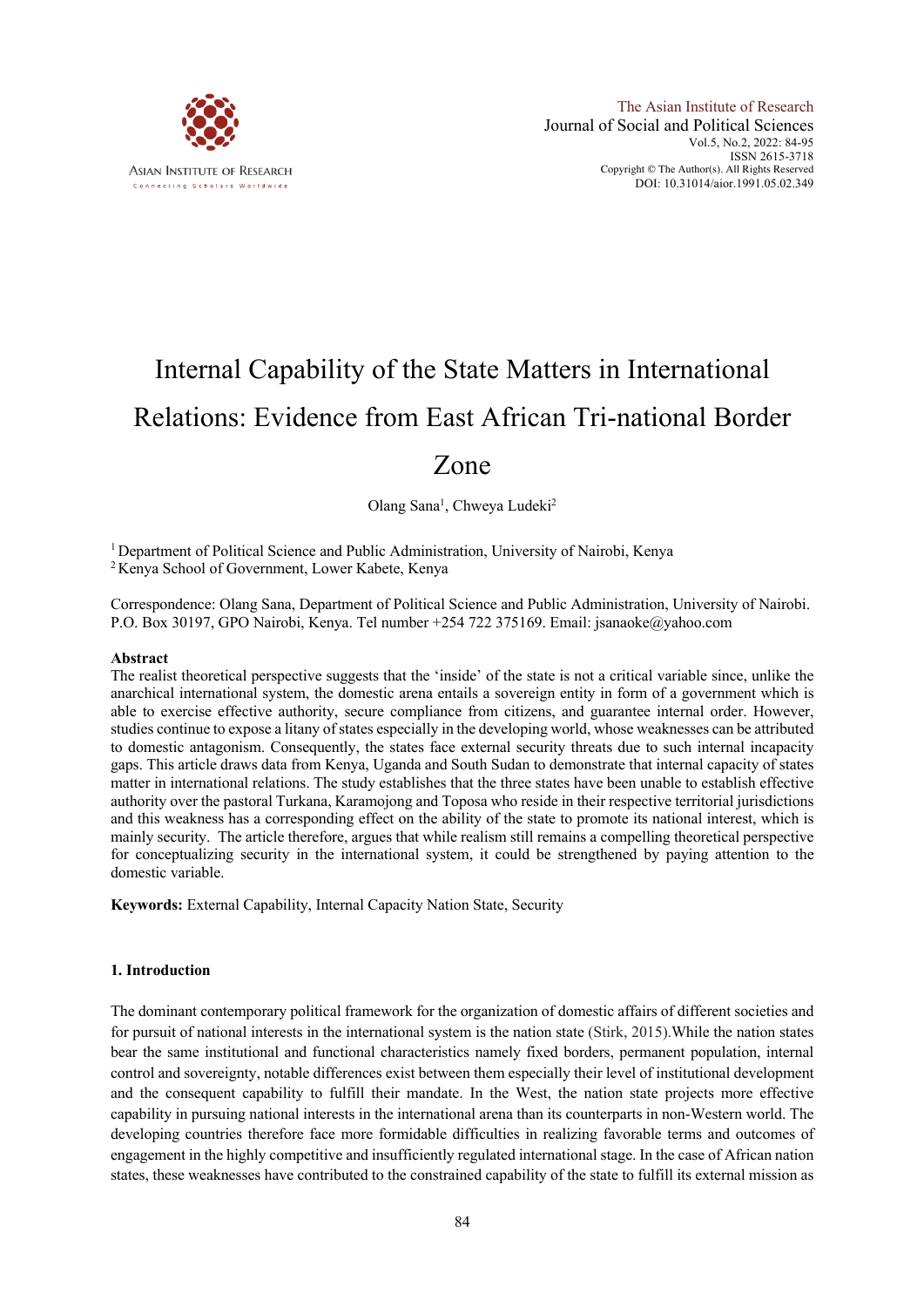# Internal Capability of the State Matters in International Relations: Evidence from East African Tri-national Border Zone

Olang Sana[1], Chweya Ludeki[2]

[1] Department of Political Science and Public Administration, University of Nairobi, Kenya
[2] Kenya School of Government, Lower Kabete, Kenya

Correspondence: Olang Sana, Department of Political Science and Public Administration, University of Nairobi. P.O. Box 30197, GPO Nairobi, Kenya. Tel number +254 722 375169. Email: jsanaoke@yahoo.com

## Abstract

The realist theoretical perspective suggests that the 'inside' of the state is not a critical variable since, unlike the anarchical international system, the domestic arena entails a sovereign entity in form of a government which is able to exercise effective authority, secure compliance from citizens, and guarantee internal order. However, studies continue to expose a litany of states especially in the developing world, whose weaknesses can be attributed to domestic antagonism. Consequently, the states face external security threats due to such internal incapacity gaps. This article draws data from Kenya, Uganda and South Sudan to demonstrate that internal capacity of states matter in international relations. The study establishes that the three states have been unable to establish effective authority over the pastoral Turkana, Karamojong and Toposa who reside in their respective territorial jurisdictions and this weakness has a corresponding effect on the ability of the state to promote its national interest, which is mainly security. The article therefore, argues that while realism still remains a compelling theoretical perspective for conceptualizing security in the international system, it could be strengthened by paying attention to the domestic variable.

**Keywords:** External Capability, Internal Capacity Nation State, Security

## 1. Introduction

The dominant contemporary political framework for the organization of domestic affairs of different societies and for pursuit of national interests in the international system is the nation state (Stirk, 2015).While the nation states bear the same institutional and functional characteristics namely fixed borders, permanent population, internal control and sovereignty, notable differences exist between them especially their level of institutional development and the consequent capability to fulfill their mandate. In the West, the nation state projects more effective capability in pursuing national interests in the international arena than its counterparts in non-Western world. The developing countries therefore face more formidable difficulties in realizing favorable terms and outcomes of engagement in the highly competitive and insufficiently regulated international stage. In the case of African nation states, these weaknesses have contributed to the constrained capability of the state to fulfill its external mission as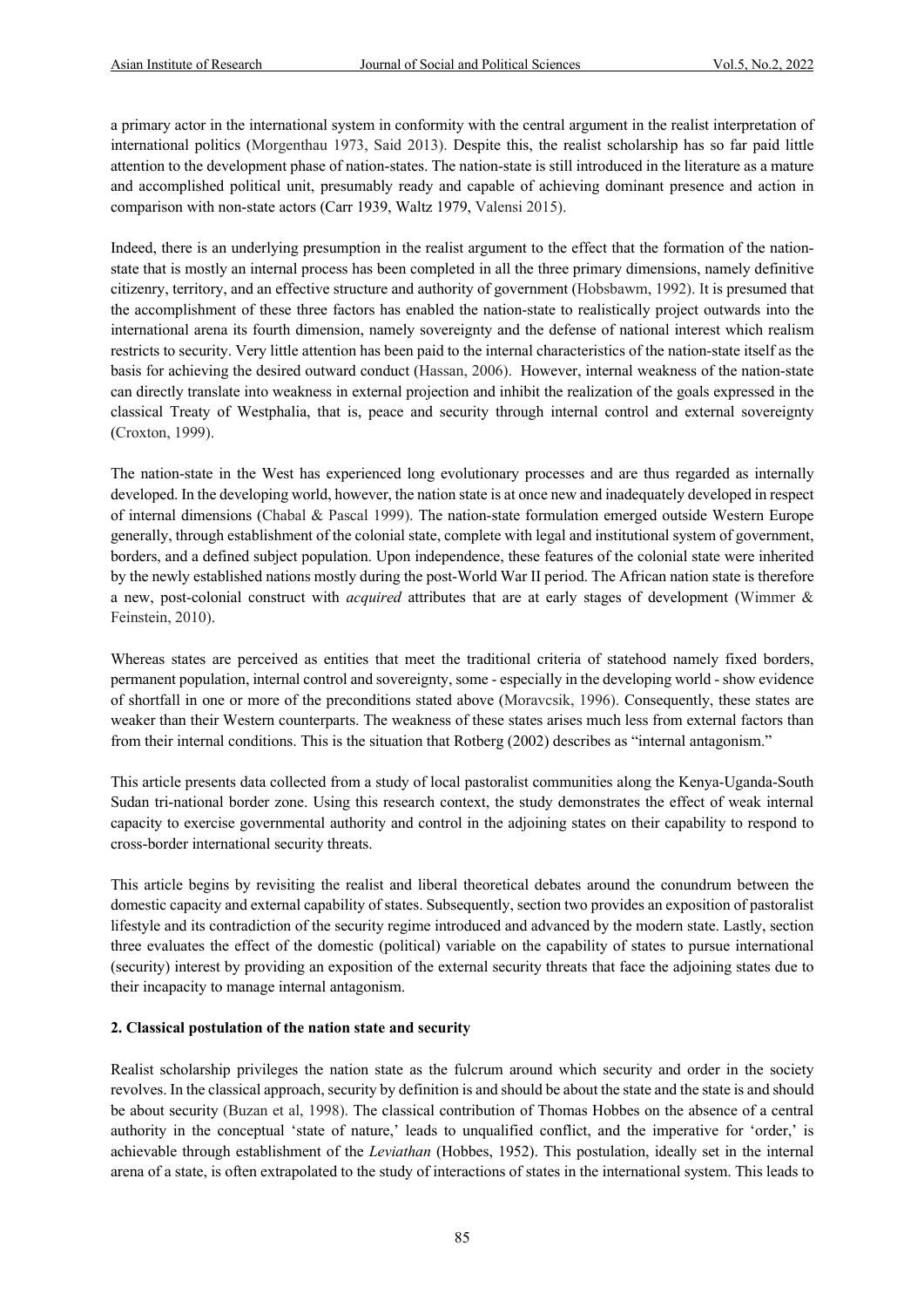a primary actor in the international system in conformity with the central argument in the realist interpretation of international politics (Morgenthau 1973, Said 2013). Despite this, the realist scholarship has so far paid little attention to the development phase of nation-states. The nation-state is still introduced in the literature as a mature and accomplished political unit, presumably ready and capable of achieving dominant presence and action in comparison with non-state actors (Carr 1939, Waltz 1979, Valensi 2015).

Indeed, there is an underlying presumption in the realist argument to the effect that the formation of the nation-state that is mostly an internal process has been completed in all the three primary dimensions, namely definitive citizenry, territory, and an effective structure and authority of government (Hobsbawm, 1992). It is presumed that the accomplishment of these three factors has enabled the nation-state to realistically project outwards into the international arena its fourth dimension, namely sovereignty and the defense of national interest which realism restricts to security. Very little attention has been paid to the internal characteristics of the nation-state itself as the basis for achieving the desired outward conduct (Hassan, 2006). However, internal weakness of the nation-state can directly translate into weakness in external projection and inhibit the realization of the goals expressed in the classical Treaty of Westphalia, that is, peace and security through internal control and external sovereignty (Croxton, 1999).

The nation-state in the West has experienced long evolutionary processes and are thus regarded as internally developed. In the developing world, however, the nation state is at once new and inadequately developed in respect of internal dimensions (Chabal & Pascal 1999). The nation-state formulation emerged outside Western Europe generally, through establishment of the colonial state, complete with legal and institutional system of government, borders, and a defined subject population. Upon independence, these features of the colonial state were inherited by the newly established nations mostly during the post-World War II period. The African nation state is therefore a new, post-colonial construct with *acquired* attributes that are at early stages of development (Wimmer & Feinstein, 2010).

Whereas states are perceived as entities that meet the traditional criteria of statehood namely fixed borders, permanent population, internal control and sovereignty, some - especially in the developing world - show evidence of shortfall in one or more of the preconditions stated above (Moravcsik, 1996). Consequently, these states are weaker than their Western counterparts. The weakness of these states arises much less from external factors than from their internal conditions. This is the situation that Rotberg (2002) describes as "internal antagonism."

This article presents data collected from a study of local pastoralist communities along the Kenya-Uganda-South Sudan tri-national border zone. Using this research context, the study demonstrates the effect of weak internal capacity to exercise governmental authority and control in the adjoining states on their capability to respond to cross-border international security threats.

This article begins by revisiting the realist and liberal theoretical debates around the conundrum between the domestic capacity and external capability of states. Subsequently, section two provides an exposition of pastoralist lifestyle and its contradiction of the security regime introduced and advanced by the modern state. Lastly, section three evaluates the effect of the domestic (political) variable on the capability of states to pursue international (security) interest by providing an exposition of the external security threats that face the adjoining states due to their incapacity to manage internal antagonism.

## 2. Classical postulation of the nation state and security

Realist scholarship privileges the nation state as the fulcrum around which security and order in the society revolves. In the classical approach, security by definition is and should be about the state and the state is and should be about security (Buzan et al, 1998). The classical contribution of Thomas Hobbes on the absence of a central authority in the conceptual 'state of nature,' leads to unqualified conflict, and the imperative for 'order,' is achievable through establishment of the *Leviathan* (Hobbes, 1952). This postulation, ideally set in the internal arena of a state, is often extrapolated to the study of interactions of states in the international system. This leads to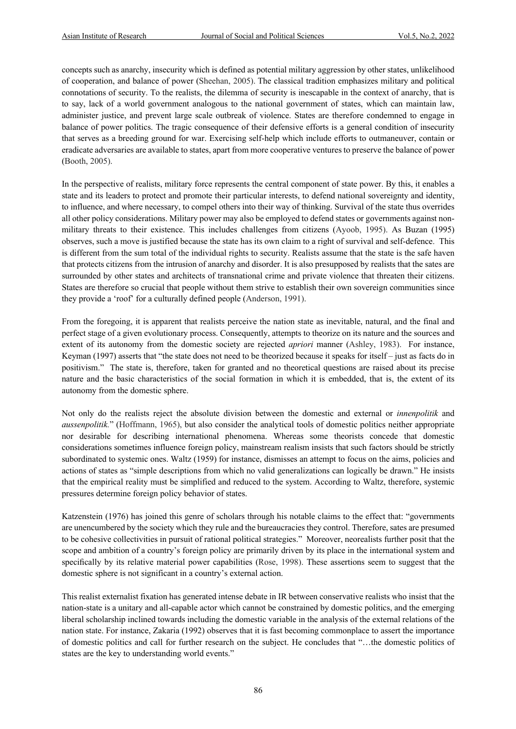concepts such as anarchy, insecurity which is defined as potential military aggression by other states, unlikelihood of cooperation, and balance of power (Sheehan, 2005). The classical tradition emphasizes military and political connotations of security. To the realists, the dilemma of security is inescapable in the context of anarchy, that is to say, lack of a world government analogous to the national government of states, which can maintain law, administer justice, and prevent large scale outbreak of violence. States are therefore condemned to engage in balance of power politics. The tragic consequence of their defensive efforts is a general condition of insecurity that serves as a breeding ground for war. Exercising self-help which include efforts to outmaneuver, contain or eradicate adversaries are available to states, apart from more cooperative ventures to preserve the balance of power (Booth, 2005).

In the perspective of realists, military force represents the central component of state power. By this, it enables a state and its leaders to protect and promote their particular interests, to defend national sovereignty and identity, to influence, and where necessary, to compel others into their way of thinking. Survival of the state thus overrides all other policy considerations. Military power may also be employed to defend states or governments against non-military threats to their existence. This includes challenges from citizens (Ayoob, 1995). As Buzan (1995) observes, such a move is justified because the state has its own claim to a right of survival and self-defence. This is different from the sum total of the individual rights to security. Realists assume that the state is the safe haven that protects citizens from the intrusion of anarchy and disorder. It is also presupposed by realists that the sates are surrounded by other states and architects of transnational crime and private violence that threaten their citizens. States are therefore so crucial that people without them strive to establish their own sovereign communities since they provide a 'roof' for a culturally defined people (Anderson, 1991).

From the foregoing, it is apparent that realists perceive the nation state as inevitable, natural, and the final and perfect stage of a given evolutionary process. Consequently, attempts to theorize on its nature and the sources and extent of its autonomy from the domestic society are rejected *apriori* manner (Ashley, 1983). For instance, Keyman (1997) asserts that "the state does not need to be theorized because it speaks for itself – just as facts do in positivism." The state is, therefore, taken for granted and no theoretical questions are raised about its precise nature and the basic characteristics of the social formation in which it is embedded, that is, the extent of its autonomy from the domestic sphere.

Not only do the realists reject the absolute division between the domestic and external or *innenpolitik* and *aussenpolitik.*" (Hoffmann, 1965), but also consider the analytical tools of domestic politics neither appropriate nor desirable for describing international phenomena. Whereas some theorists concede that domestic considerations sometimes influence foreign policy, mainstream realism insists that such factors should be strictly subordinated to systemic ones. Waltz (1959) for instance, dismisses an attempt to focus on the aims, policies and actions of states as "simple descriptions from which no valid generalizations can logically be drawn." He insists that the empirical reality must be simplified and reduced to the system. According to Waltz, therefore, systemic pressures determine foreign policy behavior of states.

Katzenstein (1976) has joined this genre of scholars through his notable claims to the effect that: "governments are unencumbered by the society which they rule and the bureaucracies they control. Therefore, sates are presumed to be cohesive collectivities in pursuit of rational political strategies." Moreover, neorealists further posit that the scope and ambition of a country's foreign policy are primarily driven by its place in the international system and specifically by its relative material power capabilities (Rose, 1998). These assertions seem to suggest that the domestic sphere is not significant in a country's external action.

This realist externalist fixation has generated intense debate in IR between conservative realists who insist that the nation-state is a unitary and all-capable actor which cannot be constrained by domestic politics, and the emerging liberal scholarship inclined towards including the domestic variable in the analysis of the external relations of the nation state. For instance, Zakaria (1992) observes that it is fast becoming commonplace to assert the importance of domestic politics and call for further research on the subject. He concludes that "…the domestic politics of states are the key to understanding world events."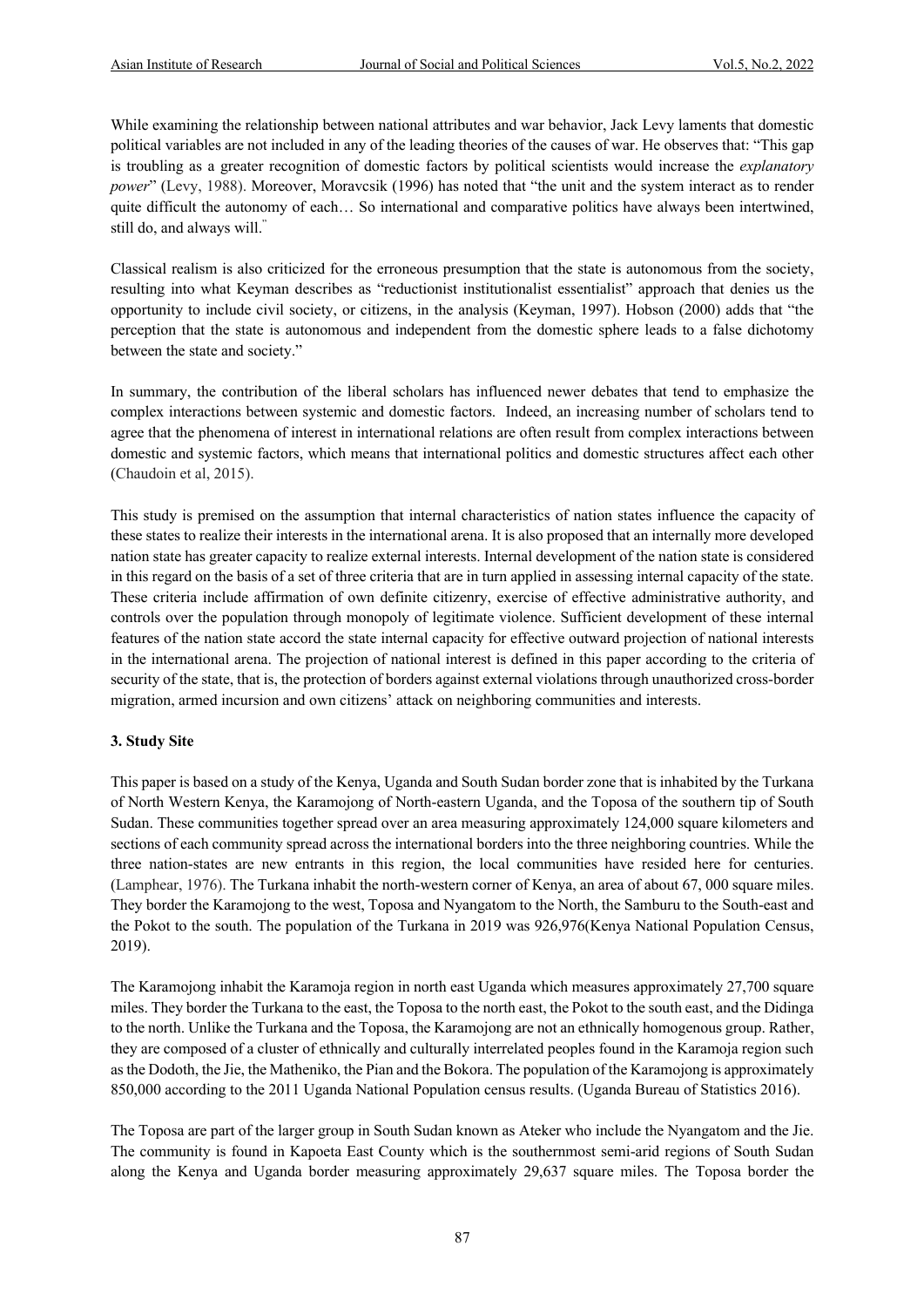While examining the relationship between national attributes and war behavior, Jack Levy laments that domestic political variables are not included in any of the leading theories of the causes of war. He observes that: "This gap is troubling as a greater recognition of domestic factors by political scientists would increase the *explanatory power*" (Levy, 1988). Moreover, Moravcsik (1996) has noted that "the unit and the system interact as to render quite difficult the autonomy of each… So international and comparative politics have always been intertwined, still do, and always will."

Classical realism is also criticized for the erroneous presumption that the state is autonomous from the society, resulting into what Keyman describes as "reductionist institutionalist essentialist" approach that denies us the opportunity to include civil society, or citizens, in the analysis (Keyman, 1997). Hobson (2000) adds that "the perception that the state is autonomous and independent from the domestic sphere leads to a false dichotomy between the state and society."

In summary, the contribution of the liberal scholars has influenced newer debates that tend to emphasize the complex interactions between systemic and domestic factors. Indeed, an increasing number of scholars tend to agree that the phenomena of interest in international relations are often result from complex interactions between domestic and systemic factors, which means that international politics and domestic structures affect each other (Chaudoin et al, 2015).

This study is premised on the assumption that internal characteristics of nation states influence the capacity of these states to realize their interests in the international arena. It is also proposed that an internally more developed nation state has greater capacity to realize external interests. Internal development of the nation state is considered in this regard on the basis of a set of three criteria that are in turn applied in assessing internal capacity of the state. These criteria include affirmation of own definite citizenry, exercise of effective administrative authority, and controls over the population through monopoly of legitimate violence. Sufficient development of these internal features of the nation state accord the state internal capacity for effective outward projection of national interests in the international arena. The projection of national interest is defined in this paper according to the criteria of security of the state, that is, the protection of borders against external violations through unauthorized cross-border migration, armed incursion and own citizens' attack on neighboring communities and interests.

## 3. Study Site

This paper is based on a study of the Kenya, Uganda and South Sudan border zone that is inhabited by the Turkana of North Western Kenya, the Karamojong of North-eastern Uganda, and the Toposa of the southern tip of South Sudan. These communities together spread over an area measuring approximately 124,000 square kilometers and sections of each community spread across the international borders into the three neighboring countries. While the three nation-states are new entrants in this region, the local communities have resided here for centuries. (Lamphear, 1976). The Turkana inhabit the north-western corner of Kenya, an area of about 67, 000 square miles. They border the Karamojong to the west, Toposa and Nyangatom to the North, the Samburu to the South-east and the Pokot to the south. The population of the Turkana in 2019 was 926,976(Kenya National Population Census, 2019).

The Karamojong inhabit the Karamoja region in north east Uganda which measures approximately 27,700 square miles. They border the Turkana to the east, the Toposa to the north east, the Pokot to the south east, and the Didinga to the north. Unlike the Turkana and the Toposa, the Karamojong are not an ethnically homogenous group. Rather, they are composed of a cluster of ethnically and culturally interrelated peoples found in the Karamoja region such as the Dodoth, the Jie, the Matheniko, the Pian and the Bokora. The population of the Karamojong is approximately 850,000 according to the 2011 Uganda National Population census results. (Uganda Bureau of Statistics 2016).

The Toposa are part of the larger group in South Sudan known as Ateker who include the Nyangatom and the Jie. The community is found in Kapoeta East County which is the southernmost semi-arid regions of South Sudan along the Kenya and Uganda border measuring approximately 29,637 square miles. The Toposa border the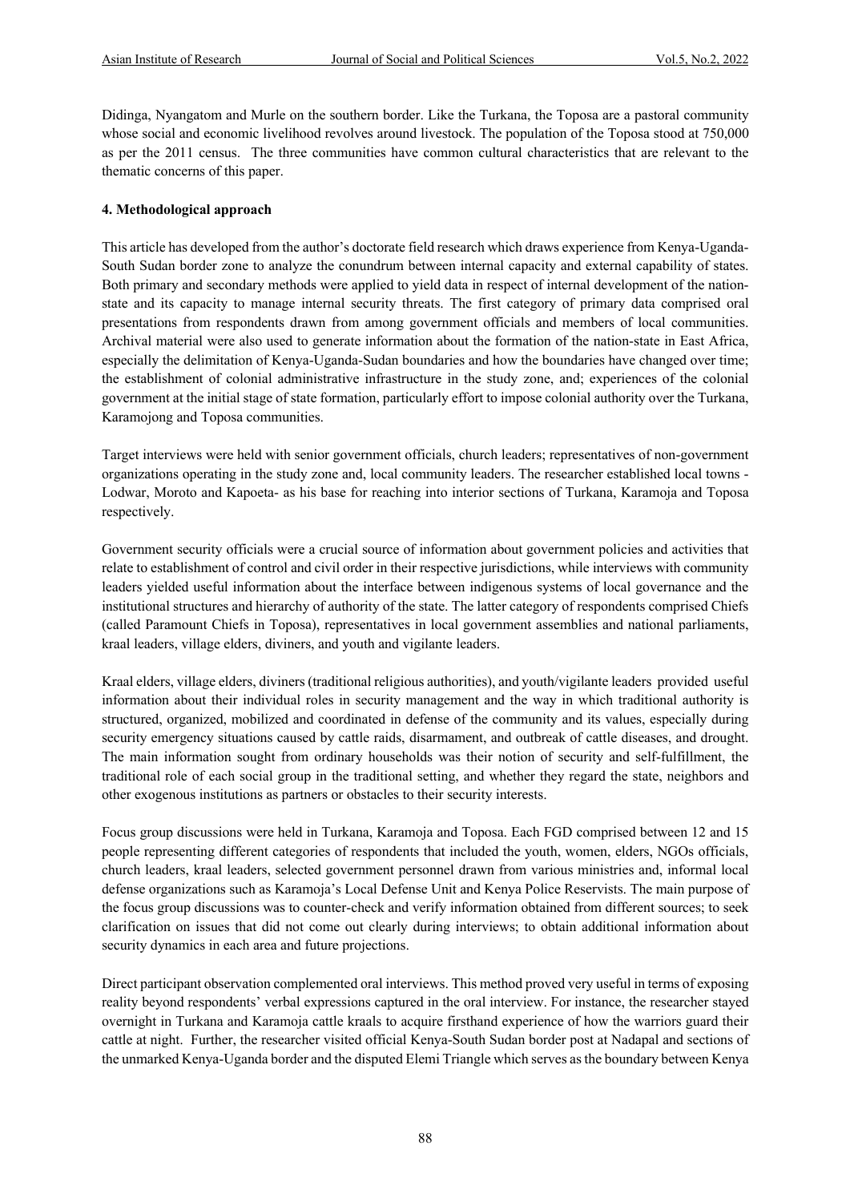Didinga, Nyangatom and Murle on the southern border. Like the Turkana, the Toposa are a pastoral community whose social and economic livelihood revolves around livestock. The population of the Toposa stood at 750,000 as per the 2011 census. The three communities have common cultural characteristics that are relevant to the thematic concerns of this paper.

## 4. Methodological approach

This article has developed from the author's doctorate field research which draws experience from Kenya-Uganda-South Sudan border zone to analyze the conundrum between internal capacity and external capability of states. Both primary and secondary methods were applied to yield data in respect of internal development of the nation-state and its capacity to manage internal security threats. The first category of primary data comprised oral presentations from respondents drawn from among government officials and members of local communities. Archival material were also used to generate information about the formation of the nation-state in East Africa, especially the delimitation of Kenya-Uganda-Sudan boundaries and how the boundaries have changed over time; the establishment of colonial administrative infrastructure in the study zone, and; experiences of the colonial government at the initial stage of state formation, particularly effort to impose colonial authority over the Turkana, Karamojong and Toposa communities.

Target interviews were held with senior government officials, church leaders; representatives of non-government organizations operating in the study zone and, local community leaders. The researcher established local towns - Lodwar, Moroto and Kapoeta- as his base for reaching into interior sections of Turkana, Karamoja and Toposa respectively.

Government security officials were a crucial source of information about government policies and activities that relate to establishment of control and civil order in their respective jurisdictions, while interviews with community leaders yielded useful information about the interface between indigenous systems of local governance and the institutional structures and hierarchy of authority of the state. The latter category of respondents comprised Chiefs (called Paramount Chiefs in Toposa), representatives in local government assemblies and national parliaments, kraal leaders, village elders, diviners, and youth and vigilante leaders.

Kraal elders, village elders, diviners (traditional religious authorities), and youth/vigilante leaders provided useful information about their individual roles in security management and the way in which traditional authority is structured, organized, mobilized and coordinated in defense of the community and its values, especially during security emergency situations caused by cattle raids, disarmament, and outbreak of cattle diseases, and drought. The main information sought from ordinary households was their notion of security and self-fulfillment, the traditional role of each social group in the traditional setting, and whether they regard the state, neighbors and other exogenous institutions as partners or obstacles to their security interests.

Focus group discussions were held in Turkana, Karamoja and Toposa. Each FGD comprised between 12 and 15 people representing different categories of respondents that included the youth, women, elders, NGOs officials, church leaders, kraal leaders, selected government personnel drawn from various ministries and, informal local defense organizations such as Karamoja's Local Defense Unit and Kenya Police Reservists. The main purpose of the focus group discussions was to counter-check and verify information obtained from different sources; to seek clarification on issues that did not come out clearly during interviews; to obtain additional information about security dynamics in each area and future projections.

Direct participant observation complemented oral interviews. This method proved very useful in terms of exposing reality beyond respondents' verbal expressions captured in the oral interview. For instance, the researcher stayed overnight in Turkana and Karamoja cattle kraals to acquire firsthand experience of how the warriors guard their cattle at night. Further, the researcher visited official Kenya-South Sudan border post at Nadapal and sections of the unmarked Kenya-Uganda border and the disputed Elemi Triangle which serves as the boundary between Kenya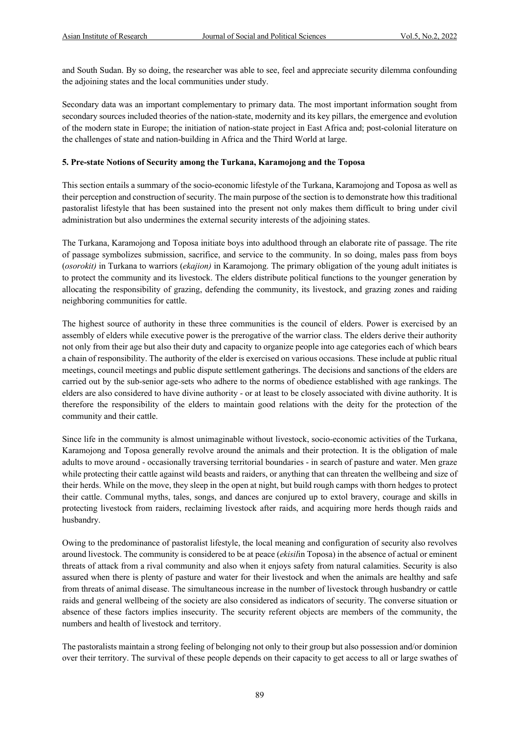and South Sudan. By so doing, the researcher was able to see, feel and appreciate security dilemma confounding the adjoining states and the local communities under study.

Secondary data was an important complementary to primary data. The most important information sought from secondary sources included theories of the nation-state, modernity and its key pillars, the emergence and evolution of the modern state in Europe; the initiation of nation-state project in East Africa and; post-colonial literature on the challenges of state and nation-building in Africa and the Third World at large.

## 5. Pre-state Notions of Security among the Turkana, Karamojong and the Toposa

This section entails a summary of the socio-economic lifestyle of the Turkana, Karamojong and Toposa as well as their perception and construction of security. The main purpose of the section is to demonstrate how this traditional pastoralist lifestyle that has been sustained into the present not only makes them difficult to bring under civil administration but also undermines the external security interests of the adjoining states.

The Turkana, Karamojong and Toposa initiate boys into adulthood through an elaborate rite of passage. The rite of passage symbolizes submission, sacrifice, and service to the community. In so doing, males pass from boys (*osorokit)* in Turkana to warriors (*ekajion)* in Karamojong. The primary obligation of the young adult initiates is to protect the community and its livestock. The elders distribute political functions to the younger generation by allocating the responsibility of grazing, defending the community, its livestock, and grazing zones and raiding neighboring communities for cattle.

The highest source of authority in these three communities is the council of elders. Power is exercised by an assembly of elders while executive power is the prerogative of the warrior class. The elders derive their authority not only from their age but also their duty and capacity to organize people into age categories each of which bears a chain of responsibility. The authority of the elder is exercised on various occasions. These include at public ritual meetings, council meetings and public dispute settlement gatherings. The decisions and sanctions of the elders are carried out by the sub-senior age-sets who adhere to the norms of obedience established with age rankings. The elders are also considered to have divine authority - or at least to be closely associated with divine authority. It is therefore the responsibility of the elders to maintain good relations with the deity for the protection of the community and their cattle.

Since life in the community is almost unimaginable without livestock, socio-economic activities of the Turkana, Karamojong and Toposa generally revolve around the animals and their protection. It is the obligation of male adults to move around - occasionally traversing territorial boundaries - in search of pasture and water. Men graze while protecting their cattle against wild beasts and raiders, or anything that can threaten the wellbeing and size of their herds. While on the move, they sleep in the open at night, but build rough camps with thorn hedges to protect their cattle. Communal myths, tales, songs, and dances are conjured up to extol bravery, courage and skills in protecting livestock from raiders, reclaiming livestock after raids, and acquiring more herds though raids and husbandry.

Owing to the predominance of pastoralist lifestyle, the local meaning and configuration of security also revolves around livestock. The community is considered to be at peace (*ekisil*in Toposa) in the absence of actual or eminent threats of attack from a rival community and also when it enjoys safety from natural calamities. Security is also assured when there is plenty of pasture and water for their livestock and when the animals are healthy and safe from threats of animal disease. The simultaneous increase in the number of livestock through husbandry or cattle raids and general wellbeing of the society are also considered as indicators of security. The converse situation or absence of these factors implies insecurity. The security referent objects are members of the community, the numbers and health of livestock and territory.

The pastoralists maintain a strong feeling of belonging not only to their group but also possession and/or dominion over their territory. The survival of these people depends on their capacity to get access to all or large swathes of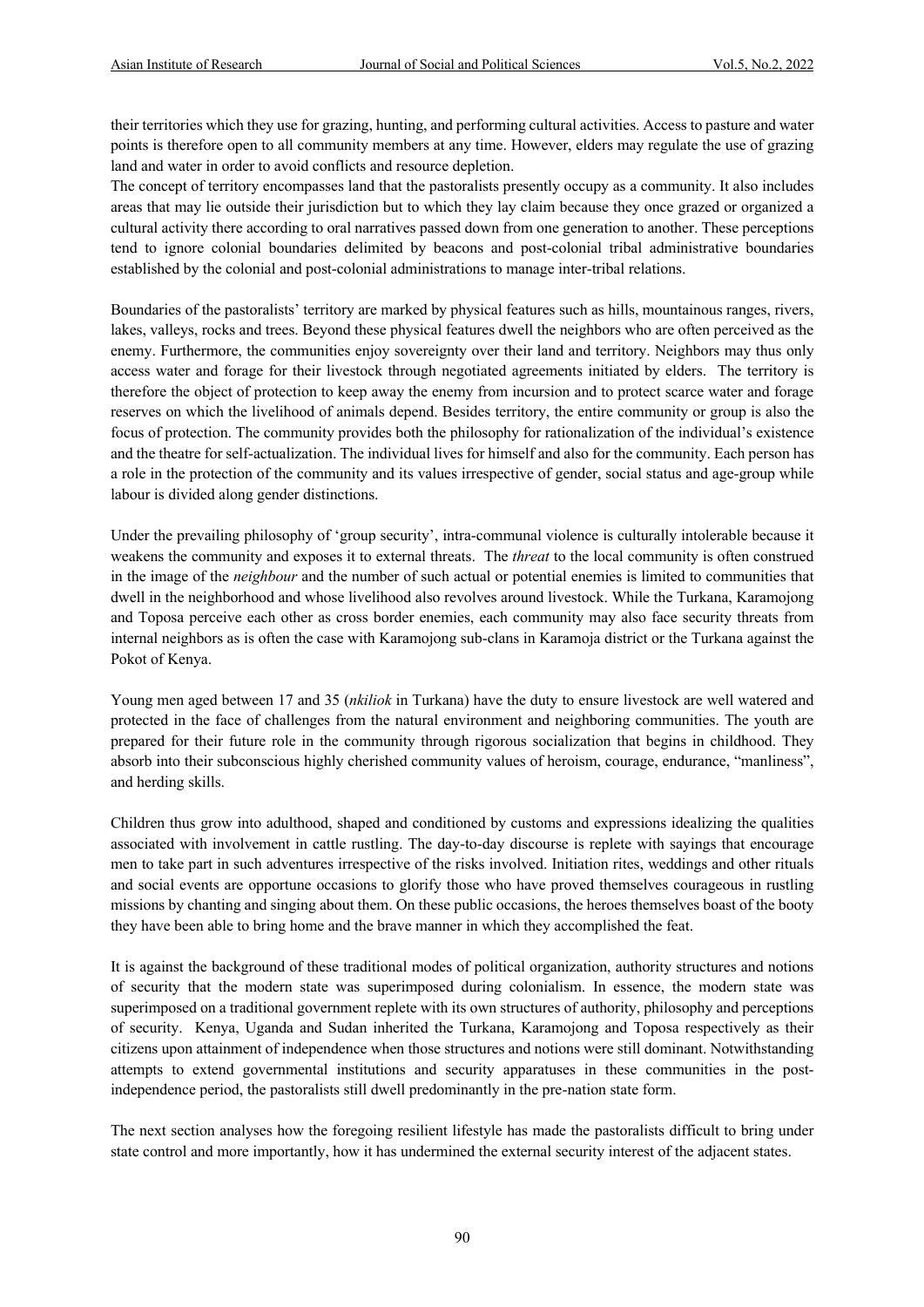their territories which they use for grazing, hunting, and performing cultural activities. Access to pasture and water points is therefore open to all community members at any time. However, elders may regulate the use of grazing land and water in order to avoid conflicts and resource depletion.

The concept of territory encompasses land that the pastoralists presently occupy as a community. It also includes areas that may lie outside their jurisdiction but to which they lay claim because they once grazed or organized a cultural activity there according to oral narratives passed down from one generation to another. These perceptions tend to ignore colonial boundaries delimited by beacons and post-colonial tribal administrative boundaries established by the colonial and post-colonial administrations to manage inter-tribal relations.

Boundaries of the pastoralists' territory are marked by physical features such as hills, mountainous ranges, rivers, lakes, valleys, rocks and trees. Beyond these physical features dwell the neighbors who are often perceived as the enemy. Furthermore, the communities enjoy sovereignty over their land and territory. Neighbors may thus only access water and forage for their livestock through negotiated agreements initiated by elders. The territory is therefore the object of protection to keep away the enemy from incursion and to protect scarce water and forage reserves on which the livelihood of animals depend. Besides territory, the entire community or group is also the focus of protection. The community provides both the philosophy for rationalization of the individual's existence and the theatre for self-actualization. The individual lives for himself and also for the community. Each person has a role in the protection of the community and its values irrespective of gender, social status and age-group while labour is divided along gender distinctions.

Under the prevailing philosophy of 'group security', intra-communal violence is culturally intolerable because it weakens the community and exposes it to external threats. The *threat* to the local community is often construed in the image of the *neighbour* and the number of such actual or potential enemies is limited to communities that dwell in the neighborhood and whose livelihood also revolves around livestock. While the Turkana, Karamojong and Toposa perceive each other as cross border enemies, each community may also face security threats from internal neighbors as is often the case with Karamojong sub-clans in Karamoja district or the Turkana against the Pokot of Kenya.

Young men aged between 17 and 35 (*nkiliok* in Turkana) have the duty to ensure livestock are well watered and protected in the face of challenges from the natural environment and neighboring communities. The youth are prepared for their future role in the community through rigorous socialization that begins in childhood. They absorb into their subconscious highly cherished community values of heroism, courage, endurance, "manliness", and herding skills.

Children thus grow into adulthood, shaped and conditioned by customs and expressions idealizing the qualities associated with involvement in cattle rustling. The day-to-day discourse is replete with sayings that encourage men to take part in such adventures irrespective of the risks involved. Initiation rites, weddings and other rituals and social events are opportune occasions to glorify those who have proved themselves courageous in rustling missions by chanting and singing about them. On these public occasions, the heroes themselves boast of the booty they have been able to bring home and the brave manner in which they accomplished the feat.

It is against the background of these traditional modes of political organization, authority structures and notions of security that the modern state was superimposed during colonialism. In essence, the modern state was superimposed on a traditional government replete with its own structures of authority, philosophy and perceptions of security. Kenya, Uganda and Sudan inherited the Turkana, Karamojong and Toposa respectively as their citizens upon attainment of independence when those structures and notions were still dominant. Notwithstanding attempts to extend governmental institutions and security apparatuses in these communities in the post-independence period, the pastoralists still dwell predominantly in the pre-nation state form.

The next section analyses how the foregoing resilient lifestyle has made the pastoralists difficult to bring under state control and more importantly, how it has undermined the external security interest of the adjacent states.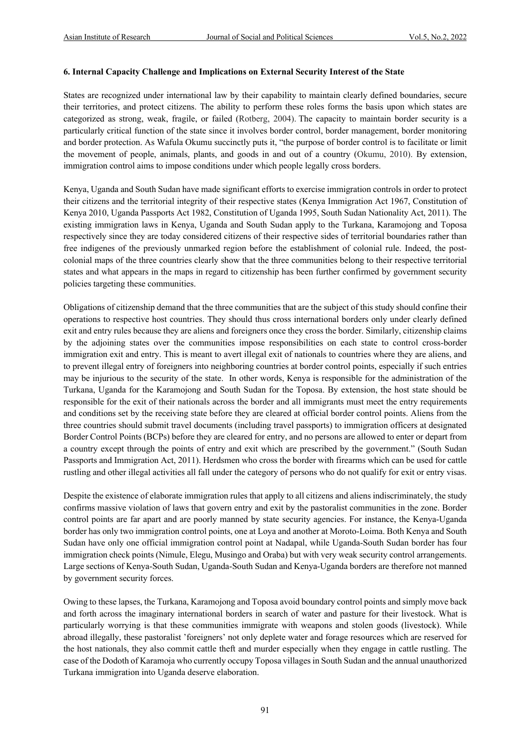### 6. Internal Capacity Challenge and Implications on External Security Interest of the State

States are recognized under international law by their capability to maintain clearly defined boundaries, secure their territories, and protect citizens. The ability to perform these roles forms the basis upon which states are categorized as strong, weak, fragile, or failed (Rotberg, 2004). The capacity to maintain border security is a particularly critical function of the state since it involves border control, border management, border monitoring and border protection. As Wafula Okumu succinctly puts it, "the purpose of border control is to facilitate or limit the movement of people, animals, plants, and goods in and out of a country (Okumu, 2010). By extension, immigration control aims to impose conditions under which people legally cross borders.

Kenya, Uganda and South Sudan have made significant efforts to exercise immigration controls in order to protect their citizens and the territorial integrity of their respective states (Kenya Immigration Act 1967, Constitution of Kenya 2010, Uganda Passports Act 1982, Constitution of Uganda 1995, South Sudan Nationality Act, 2011). The existing immigration laws in Kenya, Uganda and South Sudan apply to the Turkana, Karamojong and Toposa respectively since they are today considered citizens of their respective sides of territorial boundaries rather than free indigenes of the previously unmarked region before the establishment of colonial rule. Indeed, the post-colonial maps of the three countries clearly show that the three communities belong to their respective territorial states and what appears in the maps in regard to citizenship has been further confirmed by government security policies targeting these communities.

Obligations of citizenship demand that the three communities that are the subject of this study should confine their operations to respective host countries. They should thus cross international borders only under clearly defined exit and entry rules because they are aliens and foreigners once they cross the border. Similarly, citizenship claims by the adjoining states over the communities impose responsibilities on each state to control cross-border immigration exit and entry. This is meant to avert illegal exit of nationals to countries where they are aliens, and to prevent illegal entry of foreigners into neighboring countries at border control points, especially if such entries may be injurious to the security of the state. In other words, Kenya is responsible for the administration of the Turkana, Uganda for the Karamojong and South Sudan for the Toposa. By extension, the host state should be responsible for the exit of their nationals across the border and all immigrants must meet the entry requirements and conditions set by the receiving state before they are cleared at official border control points. Aliens from the three countries should submit travel documents (including travel passports) to immigration officers at designated Border Control Points (BCPs) before they are cleared for entry, and no persons are allowed to enter or depart from a country except through the points of entry and exit which are prescribed by the government." (South Sudan Passports and Immigration Act, 2011). Herdsmen who cross the border with firearms which can be used for cattle rustling and other illegal activities all fall under the category of persons who do not qualify for exit or entry visas.

Despite the existence of elaborate immigration rules that apply to all citizens and aliens indiscriminately, the study confirms massive violation of laws that govern entry and exit by the pastoralist communities in the zone. Border control points are far apart and are poorly manned by state security agencies. For instance, the Kenya-Uganda border has only two immigration control points, one at Loya and another at Moroto-Loima. Both Kenya and South Sudan have only one official immigration control point at Nadapal, while Uganda-South Sudan border has four immigration check points (Nimule, Elegu, Musingo and Oraba) but with very weak security control arrangements. Large sections of Kenya-South Sudan, Uganda-South Sudan and Kenya-Uganda borders are therefore not manned by government security forces.

Owing to these lapses, the Turkana, Karamojong and Toposa avoid boundary control points and simply move back and forth across the imaginary international borders in search of water and pasture for their livestock. What is particularly worrying is that these communities immigrate with weapons and stolen goods (livestock). While abroad illegally, these pastoralist 'foreigners' not only deplete water and forage resources which are reserved for the host nationals, they also commit cattle theft and murder especially when they engage in cattle rustling. The case of the Dodoth of Karamoja who currently occupy Toposa villages in South Sudan and the annual unauthorized Turkana immigration into Uganda deserve elaboration.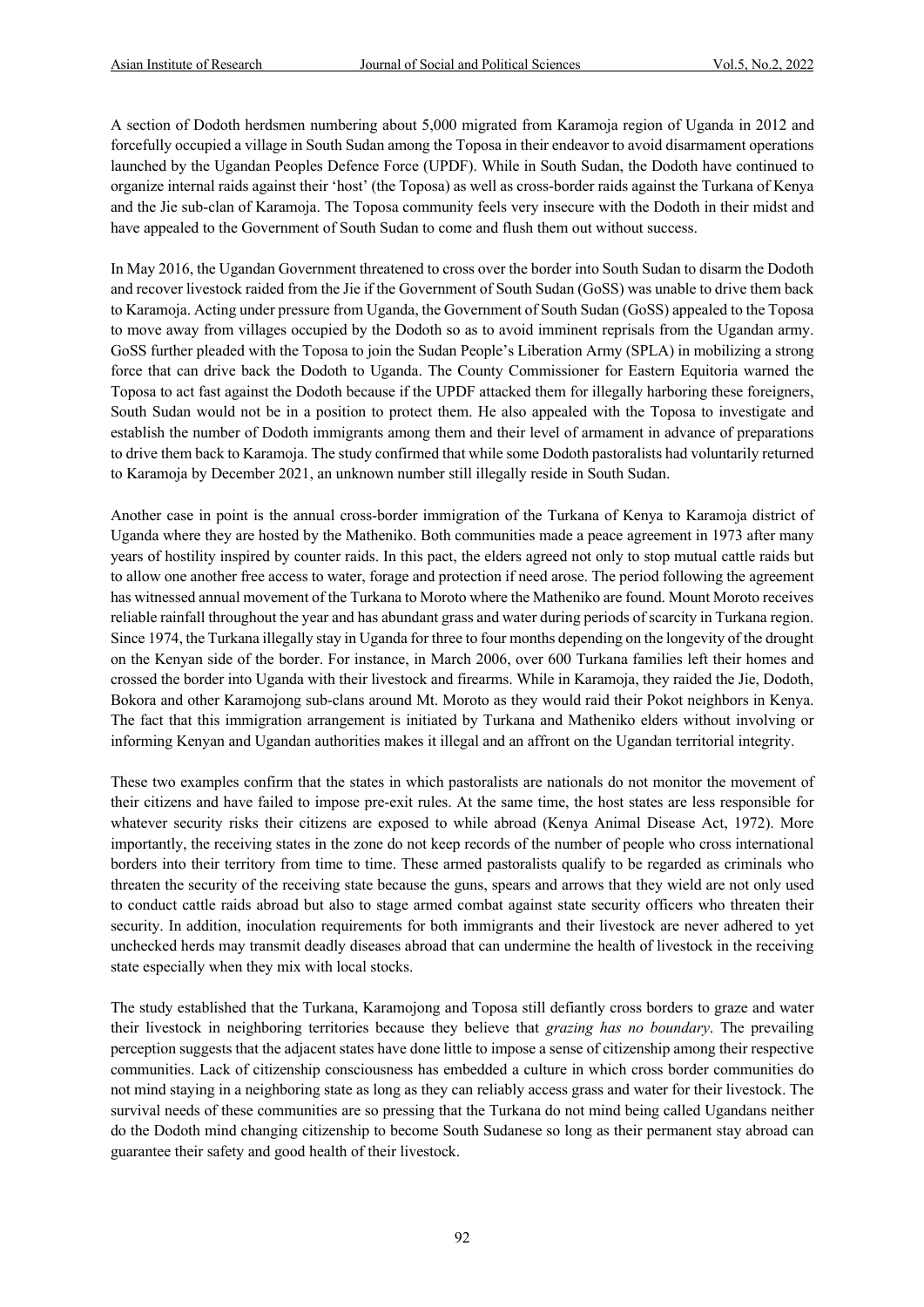A section of Dodoth herdsmen numbering about 5,000 migrated from Karamoja region of Uganda in 2012 and forcefully occupied a village in South Sudan among the Toposa in their endeavor to avoid disarmament operations launched by the Ugandan Peoples Defence Force (UPDF). While in South Sudan, the Dodoth have continued to organize internal raids against their 'host' (the Toposa) as well as cross-border raids against the Turkana of Kenya and the Jie sub-clan of Karamoja. The Toposa community feels very insecure with the Dodoth in their midst and have appealed to the Government of South Sudan to come and flush them out without success.

In May 2016, the Ugandan Government threatened to cross over the border into South Sudan to disarm the Dodoth and recover livestock raided from the Jie if the Government of South Sudan (GoSS) was unable to drive them back to Karamoja. Acting under pressure from Uganda, the Government of South Sudan (GoSS) appealed to the Toposa to move away from villages occupied by the Dodoth so as to avoid imminent reprisals from the Ugandan army. GoSS further pleaded with the Toposa to join the Sudan People's Liberation Army (SPLA) in mobilizing a strong force that can drive back the Dodoth to Uganda. The County Commissioner for Eastern Equitoria warned the Toposa to act fast against the Dodoth because if the UPDF attacked them for illegally harboring these foreigners, South Sudan would not be in a position to protect them. He also appealed with the Toposa to investigate and establish the number of Dodoth immigrants among them and their level of armament in advance of preparations to drive them back to Karamoja. The study confirmed that while some Dodoth pastoralists had voluntarily returned to Karamoja by December 2021, an unknown number still illegally reside in South Sudan.

Another case in point is the annual cross-border immigration of the Turkana of Kenya to Karamoja district of Uganda where they are hosted by the Matheniko. Both communities made a peace agreement in 1973 after many years of hostility inspired by counter raids. In this pact, the elders agreed not only to stop mutual cattle raids but to allow one another free access to water, forage and protection if need arose. The period following the agreement has witnessed annual movement of the Turkana to Moroto where the Matheniko are found. Mount Moroto receives reliable rainfall throughout the year and has abundant grass and water during periods of scarcity in Turkana region. Since 1974, the Turkana illegally stay in Uganda for three to four months depending on the longevity of the drought on the Kenyan side of the border. For instance, in March 2006, over 600 Turkana families left their homes and crossed the border into Uganda with their livestock and firearms. While in Karamoja, they raided the Jie, Dodoth, Bokora and other Karamojong sub-clans around Mt. Moroto as they would raid their Pokot neighbors in Kenya. The fact that this immigration arrangement is initiated by Turkana and Matheniko elders without involving or informing Kenyan and Ugandan authorities makes it illegal and an affront on the Ugandan territorial integrity.

These two examples confirm that the states in which pastoralists are nationals do not monitor the movement of their citizens and have failed to impose pre-exit rules. At the same time, the host states are less responsible for whatever security risks their citizens are exposed to while abroad (Kenya Animal Disease Act, 1972). More importantly, the receiving states in the zone do not keep records of the number of people who cross international borders into their territory from time to time. These armed pastoralists qualify to be regarded as criminals who threaten the security of the receiving state because the guns, spears and arrows that they wield are not only used to conduct cattle raids abroad but also to stage armed combat against state security officers who threaten their security. In addition, inoculation requirements for both immigrants and their livestock are never adhered to yet unchecked herds may transmit deadly diseases abroad that can undermine the health of livestock in the receiving state especially when they mix with local stocks.

The study established that the Turkana, Karamojong and Toposa still defiantly cross borders to graze and water their livestock in neighboring territories because they believe that *grazing has no boundary*. The prevailing perception suggests that the adjacent states have done little to impose a sense of citizenship among their respective communities. Lack of citizenship consciousness has embedded a culture in which cross border communities do not mind staying in a neighboring state as long as they can reliably access grass and water for their livestock. The survival needs of these communities are so pressing that the Turkana do not mind being called Ugandans neither do the Dodoth mind changing citizenship to become South Sudanese so long as their permanent stay abroad can guarantee their safety and good health of their livestock.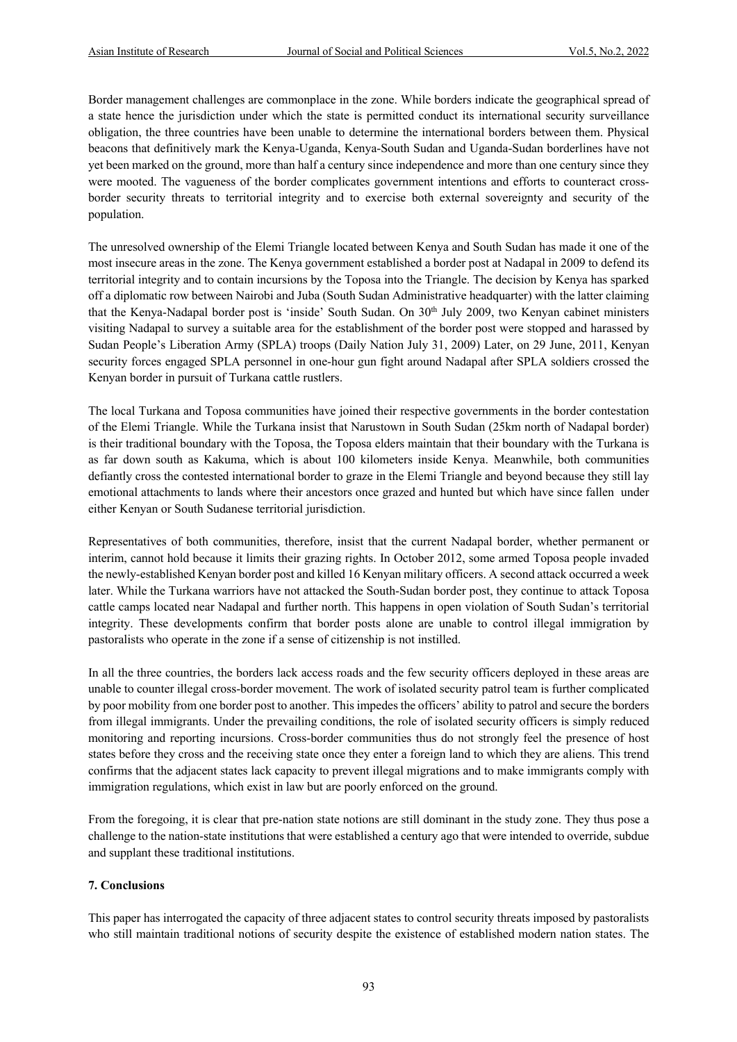Border management challenges are commonplace in the zone. While borders indicate the geographical spread of a state hence the jurisdiction under which the state is permitted conduct its international security surveillance obligation, the three countries have been unable to determine the international borders between them. Physical beacons that definitively mark the Kenya-Uganda, Kenya-South Sudan and Uganda-Sudan borderlines have not yet been marked on the ground, more than half a century since independence and more than one century since they were mooted. The vagueness of the border complicates government intentions and efforts to counteract cross-border security threats to territorial integrity and to exercise both external sovereignty and security of the population.

The unresolved ownership of the Elemi Triangle located between Kenya and South Sudan has made it one of the most insecure areas in the zone. The Kenya government established a border post at Nadapal in 2009 to defend its territorial integrity and to contain incursions by the Toposa into the Triangle. The decision by Kenya has sparked off a diplomatic row between Nairobi and Juba (South Sudan Administrative headquarter) with the latter claiming that the Kenya-Nadapal border post is 'inside' South Sudan. On 30th July 2009, two Kenyan cabinet ministers visiting Nadapal to survey a suitable area for the establishment of the border post were stopped and harassed by Sudan People's Liberation Army (SPLA) troops (Daily Nation July 31, 2009) Later, on 29 June, 2011, Kenyan security forces engaged SPLA personnel in one-hour gun fight around Nadapal after SPLA soldiers crossed the Kenyan border in pursuit of Turkana cattle rustlers.

The local Turkana and Toposa communities have joined their respective governments in the border contestation of the Elemi Triangle. While the Turkana insist that Narustown in South Sudan (25km north of Nadapal border) is their traditional boundary with the Toposa, the Toposa elders maintain that their boundary with the Turkana is as far down south as Kakuma, which is about 100 kilometers inside Kenya. Meanwhile, both communities defiantly cross the contested international border to graze in the Elemi Triangle and beyond because they still lay emotional attachments to lands where their ancestors once grazed and hunted but which have since fallen under either Kenyan or South Sudanese territorial jurisdiction.

Representatives of both communities, therefore, insist that the current Nadapal border, whether permanent or interim, cannot hold because it limits their grazing rights. In October 2012, some armed Toposa people invaded the newly-established Kenyan border post and killed 16 Kenyan military officers. A second attack occurred a week later. While the Turkana warriors have not attacked the South-Sudan border post, they continue to attack Toposa cattle camps located near Nadapal and further north. This happens in open violation of South Sudan's territorial integrity. These developments confirm that border posts alone are unable to control illegal immigration by pastoralists who operate in the zone if a sense of citizenship is not instilled.

In all the three countries, the borders lack access roads and the few security officers deployed in these areas are unable to counter illegal cross-border movement. The work of isolated security patrol team is further complicated by poor mobility from one border post to another. This impedes the officers' ability to patrol and secure the borders from illegal immigrants. Under the prevailing conditions, the role of isolated security officers is simply reduced monitoring and reporting incursions. Cross-border communities thus do not strongly feel the presence of host states before they cross and the receiving state once they enter a foreign land to which they are aliens. This trend confirms that the adjacent states lack capacity to prevent illegal migrations and to make immigrants comply with immigration regulations, which exist in law but are poorly enforced on the ground.

From the foregoing, it is clear that pre-nation state notions are still dominant in the study zone. They thus pose a challenge to the nation-state institutions that were established a century ago that were intended to override, subdue and supplant these traditional institutions.

### 7. Conclusions

This paper has interrogated the capacity of three adjacent states to control security threats imposed by pastoralists who still maintain traditional notions of security despite the existence of established modern nation states. The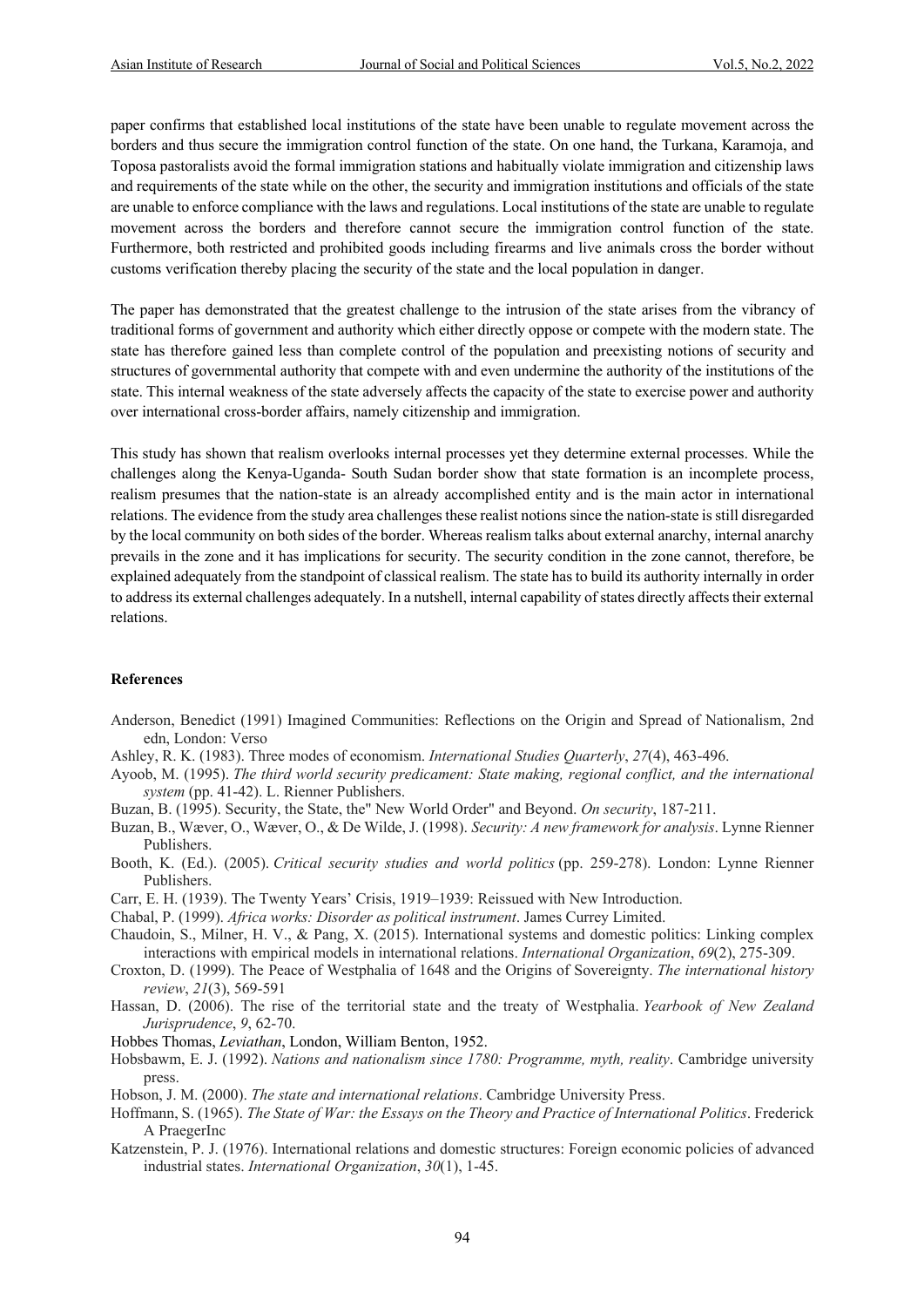paper confirms that established local institutions of the state have been unable to regulate movement across the borders and thus secure the immigration control function of the state. On one hand, the Turkana, Karamoja, and Toposa pastoralists avoid the formal immigration stations and habitually violate immigration and citizenship laws and requirements of the state while on the other, the security and immigration institutions and officials of the state are unable to enforce compliance with the laws and regulations. Local institutions of the state are unable to regulate movement across the borders and therefore cannot secure the immigration control function of the state. Furthermore, both restricted and prohibited goods including firearms and live animals cross the border without customs verification thereby placing the security of the state and the local population in danger.

The paper has demonstrated that the greatest challenge to the intrusion of the state arises from the vibrancy of traditional forms of government and authority which either directly oppose or compete with the modern state. The state has therefore gained less than complete control of the population and preexisting notions of security and structures of governmental authority that compete with and even undermine the authority of the institutions of the state. This internal weakness of the state adversely affects the capacity of the state to exercise power and authority over international cross-border affairs, namely citizenship and immigration.

This study has shown that realism overlooks internal processes yet they determine external processes. While the challenges along the Kenya-Uganda- South Sudan border show that state formation is an incomplete process, realism presumes that the nation-state is an already accomplished entity and is the main actor in international relations. The evidence from the study area challenges these realist notions since the nation-state is still disregarded by the local community on both sides of the border. Whereas realism talks about external anarchy, internal anarchy prevails in the zone and it has implications for security. The security condition in the zone cannot, therefore, be explained adequately from the standpoint of classical realism. The state has to build its authority internally in order to address its external challenges adequately. In a nutshell, internal capability of states directly affects their external relations.

## References

Anderson, Benedict (1991) Imagined Communities: Reflections on the Origin and Spread of Nationalism, 2nd edn, London: Verso

Ashley, R. K. (1983). Three modes of economism. *International Studies Quarterly*, *27*(4), 463-496.

Ayoob, M. (1995). *The third world security predicament: State making, regional conflict, and the international system* (pp. 41-42). L. Rienner Publishers.

Buzan, B. (1995). Security, the State, the" New World Order" and Beyond. *On security*, 187-211.

Buzan, B., Wæver, O., Wæver, O., & De Wilde, J. (1998). *Security: A new framework for analysis*. Lynne Rienner Publishers.

Booth, K. (Ed.). (2005). *Critical security studies and world politics* (pp. 259-278). London: Lynne Rienner Publishers.

Carr, E. H. (1939). The Twenty Years' Crisis, 1919–1939: Reissued with New Introduction.

Chabal, P. (1999). *Africa works: Disorder as political instrument*. James Currey Limited.

Chaudoin, S., Milner, H. V., & Pang, X. (2015). International systems and domestic politics: Linking complex interactions with empirical models in international relations. *International Organization*, *69*(2), 275-309.

Croxton, D. (1999). The Peace of Westphalia of 1648 and the Origins of Sovereignty. *The international history review*, *21*(3), 569-591

Hassan, D. (2006). The rise of the territorial state and the treaty of Westphalia. *Yearbook of New Zealand Jurisprudence*, *9*, 62-70.

Hobbes Thomas, *Leviathan*, London, William Benton, 1952.

Hobsbawm, E. J. (1992). *Nations and nationalism since 1780: Programme, myth, reality*. Cambridge university press.

Hobson, J. M. (2000). *The state and international relations*. Cambridge University Press.

Hoffmann, S. (1965). *The State of War: the Essays on the Theory and Practice of International Politics*. Frederick A PraegerInc

Katzenstein, P. J. (1976). International relations and domestic structures: Foreign economic policies of advanced industrial states. *International Organization*, *30*(1), 1-45.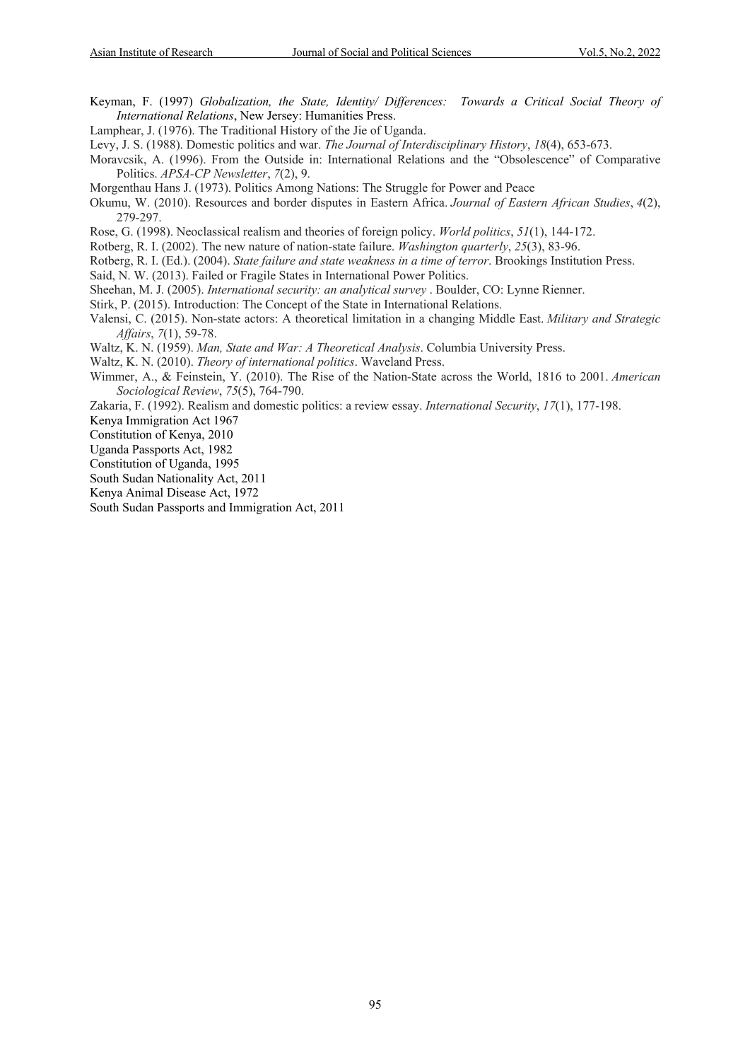Keyman, F. (1997) *Globalization, the State, Identity/ Differences: Towards a Critical Social Theory of International Relations*, New Jersey: Humanities Press.

Lamphear, J. (1976). The Traditional History of the Jie of Uganda.

Levy, J. S. (1988). Domestic politics and war. *The Journal of Interdisciplinary History*, *18*(4), 653-673.

Moravcsik, A. (1996). From the Outside in: International Relations and the "Obsolescence" of Comparative Politics. *APSA-CP Newsletter*, *7*(2), 9.

Morgenthau Hans J. (1973). Politics Among Nations: The Struggle for Power and Peace

Okumu, W. (2010). Resources and border disputes in Eastern Africa. *Journal of Eastern African Studies*, *4*(2), 279-297.

Rose, G. (1998). Neoclassical realism and theories of foreign policy. *World politics*, *51*(1), 144-172.

Rotberg, R. I. (2002). The new nature of nation-state failure. *Washington quarterly*, *25*(3), 83-96.

Rotberg, R. I. (Ed.). (2004). *State failure and state weakness in a time of terror*. Brookings Institution Press.

Said, N. W. (2013). Failed or Fragile States in International Power Politics.

Sheehan, M. J. (2005). *International security: an analytical survey* . Boulder, CO: Lynne Rienner.

Stirk, P. (2015). Introduction: The Concept of the State in International Relations.

Valensi, C. (2015). Non-state actors: A theoretical limitation in a changing Middle East. *Military and Strategic Affairs*, *7*(1), 59-78.

Waltz, K. N. (1959). *Man, State and War: A Theoretical Analysis*. Columbia University Press.

Waltz, K. N. (2010). *Theory of international politics*. Waveland Press.

Wimmer, A., & Feinstein, Y. (2010). The Rise of the Nation-State across the World, 1816 to 2001. *American Sociological Review*, *75*(5), 764-790.

Zakaria, F. (1992). Realism and domestic politics: a review essay. *International Security*, *17*(1), 177-198.

Kenya Immigration Act 1967

Constitution of Kenya, 2010

Uganda Passports Act, 1982

Constitution of Uganda, 1995

South Sudan Nationality Act, 2011

Kenya Animal Disease Act, 1972

South Sudan Passports and Immigration Act, 2011